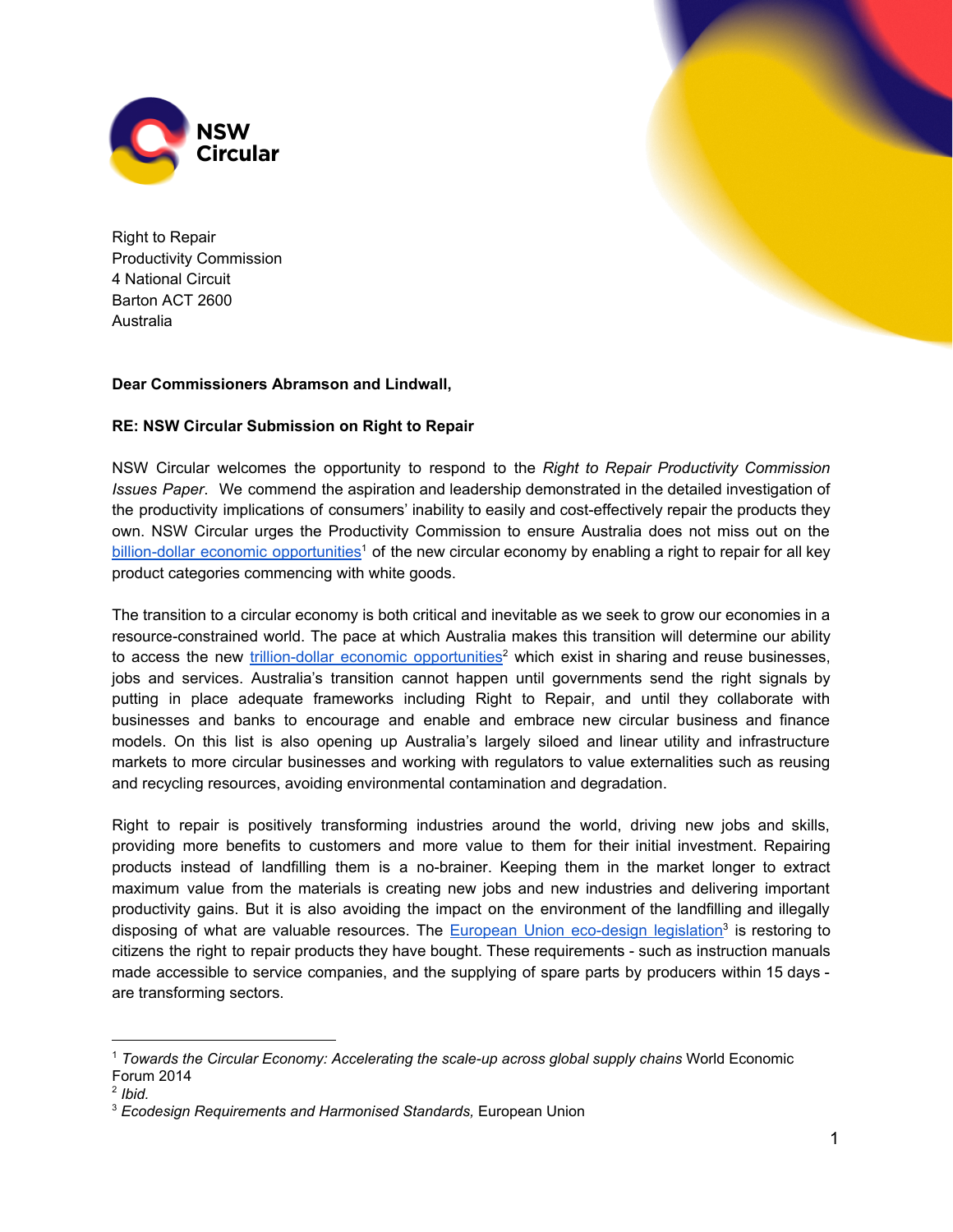NSW Circular

Right to Repair
Productivity Commission
4 National Circuit
Barton ACT 2600
Australia

**Dear Commissioners Abramson and Lindwall,**

**RE: NSW Circular Submission on Right to Repair**

NSW Circular welcomes the opportunity to respond to the *Right to Repair Productivity Commission Issues Paper*. We commend the aspiration and leadership demonstrated in the detailed investigation of the productivity implications of consumers' inability to easily and cost-effectively repair the products they own. NSW Circular urges the Productivity Commission to ensure Australia does not miss out on the billion-dollar economic opportunities[1] of the new circular economy by enabling a right to repair for all key product categories commencing with white goods.

The transition to a circular economy is both critical and inevitable as we seek to grow our economies in a resource-constrained world. The pace at which Australia makes this transition will determine our ability to access the new trillion-dollar economic opportunities[2] which exist in sharing and reuse businesses, jobs and services. Australia's transition cannot happen until governments send the right signals by putting in place adequate frameworks including Right to Repair, and until they collaborate with businesses and banks to encourage and enable and embrace new circular business and finance models. On this list is also opening up Australia's largely siloed and linear utility and infrastructure markets to more circular businesses and working with regulators to value externalities such as reusing and recycling resources, avoiding environmental contamination and degradation.

Right to repair is positively transforming industries around the world, driving new jobs and skills, providing more benefits to customers and more value to them for their initial investment. Repairing products instead of landfilling them is a no-brainer. Keeping them in the market longer to extract maximum value from the materials is creating new jobs and new industries and delivering important productivity gains. But it is also avoiding the impact on the environment of the landfilling and illegally disposing of what are valuable resources. The European Union eco-design legislation[3] is restoring to citizens the right to repair products they have bought. These requirements - such as instruction manuals made accessible to service companies, and the supplying of spare parts by producers within 15 days - are transforming sectors.

---

[1] *Towards the Circular Economy: Accelerating the scale-up across global supply chains* World Economic Forum 2014

[2] *Ibid.*

[3] *Ecodesign Requirements and Harmonised Standards,* European Union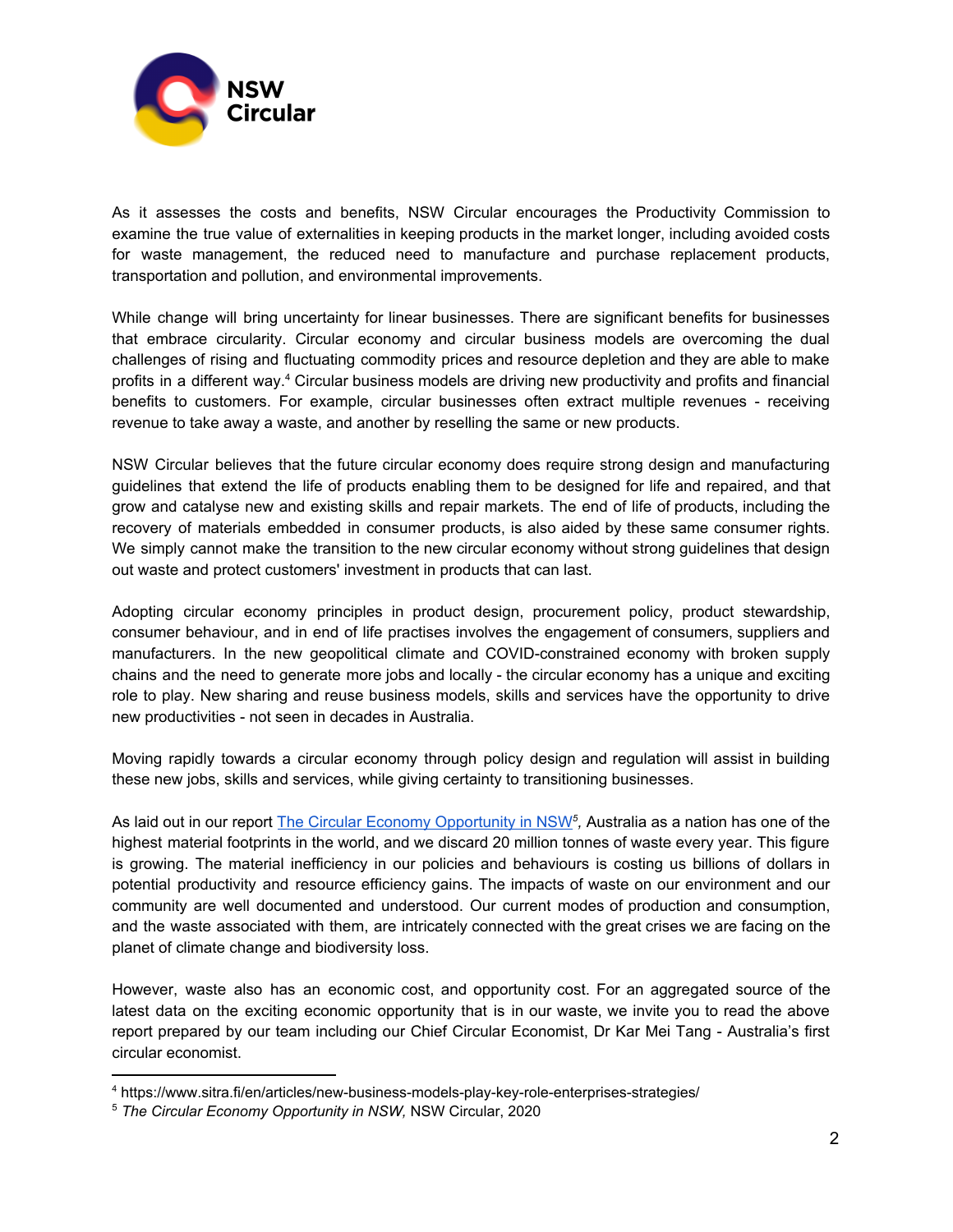As it assesses the costs and benefits, NSW Circular encourages the Productivity Commission to examine the true value of externalities in keeping products in the market longer, including avoided costs for waste management, the reduced need to manufacture and purchase replacement products, transportation and pollution, and environmental improvements.

While change will bring uncertainty for linear businesses. There are significant benefits for businesses that embrace circularity. Circular economy and circular business models are overcoming the dual challenges of rising and fluctuating commodity prices and resource depletion and they are able to make profits in a different way.[4] Circular business models are driving new productivity and profits and financial benefits to customers. For example, circular businesses often extract multiple revenues - receiving revenue to take away a waste, and another by reselling the same or new products.

NSW Circular believes that the future circular economy does require strong design and manufacturing guidelines that extend the life of products enabling them to be designed for life and repaired, and that grow and catalyse new and existing skills and repair markets. The end of life of products, including the recovery of materials embedded in consumer products, is also aided by these same consumer rights. We simply cannot make the transition to the new circular economy without strong guidelines that design out waste and protect customers' investment in products that can last.

Adopting circular economy principles in product design, procurement policy, product stewardship, consumer behaviour, and in end of life practises involves the engagement of consumers, suppliers and manufacturers. In the new geopolitical climate and COVID-constrained economy with broken supply chains and the need to generate more jobs and locally - the circular economy has a unique and exciting role to play. New sharing and reuse business models, skills and services have the opportunity to drive new productivities - not seen in decades in Australia.

Moving rapidly towards a circular economy through policy design and regulation will assist in building these new jobs, skills and services, while giving certainty to transitioning businesses.

As laid out in our report [The Circular Economy Opportunity in NSW](#)*[5]*, Australia as a nation has one of the highest material footprints in the world, and we discard 20 million tonnes of waste every year. This figure is growing. The material inefficiency in our policies and behaviours is costing us billions of dollars in potential productivity and resource efficiency gains. The impacts of waste on our environment and our community are well documented and understood. Our current modes of production and consumption, and the waste associated with them, are intricately connected with the great crises we are facing on the planet of climate change and biodiversity loss.

However, waste also has an economic cost, and opportunity cost. For an aggregated source of the latest data on the exciting economic opportunity that is in our waste, we invite you to read the above report prepared by our team including our Chief Circular Economist, Dr Kar Mei Tang - Australia's first circular economist.

---

[4] https://www.sitra.fi/en/articles/new-business-models-play-key-role-enterprises-strategies/

[5] *The Circular Economy Opportunity in NSW,* NSW Circular, 2020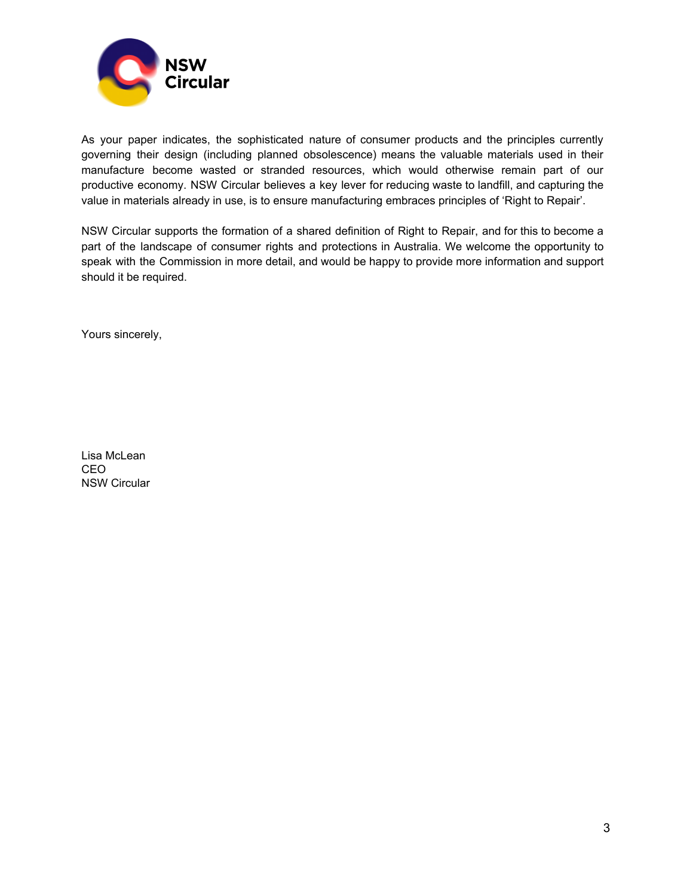As your paper indicates, the sophisticated nature of consumer products and the principles currently governing their design (including planned obsolescence) means the valuable materials used in their manufacture become wasted or stranded resources, which would otherwise remain part of our productive economy. NSW Circular believes a key lever for reducing waste to landfill, and capturing the value in materials already in use, is to ensure manufacturing embraces principles of 'Right to Repair'.

NSW Circular supports the formation of a shared definition of Right to Repair, and for this to become a part of the landscape of consumer rights and protections in Australia. We welcome the opportunity to speak with the Commission in more detail, and would be happy to provide more information and support should it be required.

Yours sincerely,

Lisa McLean  
CEO  
NSW Circular